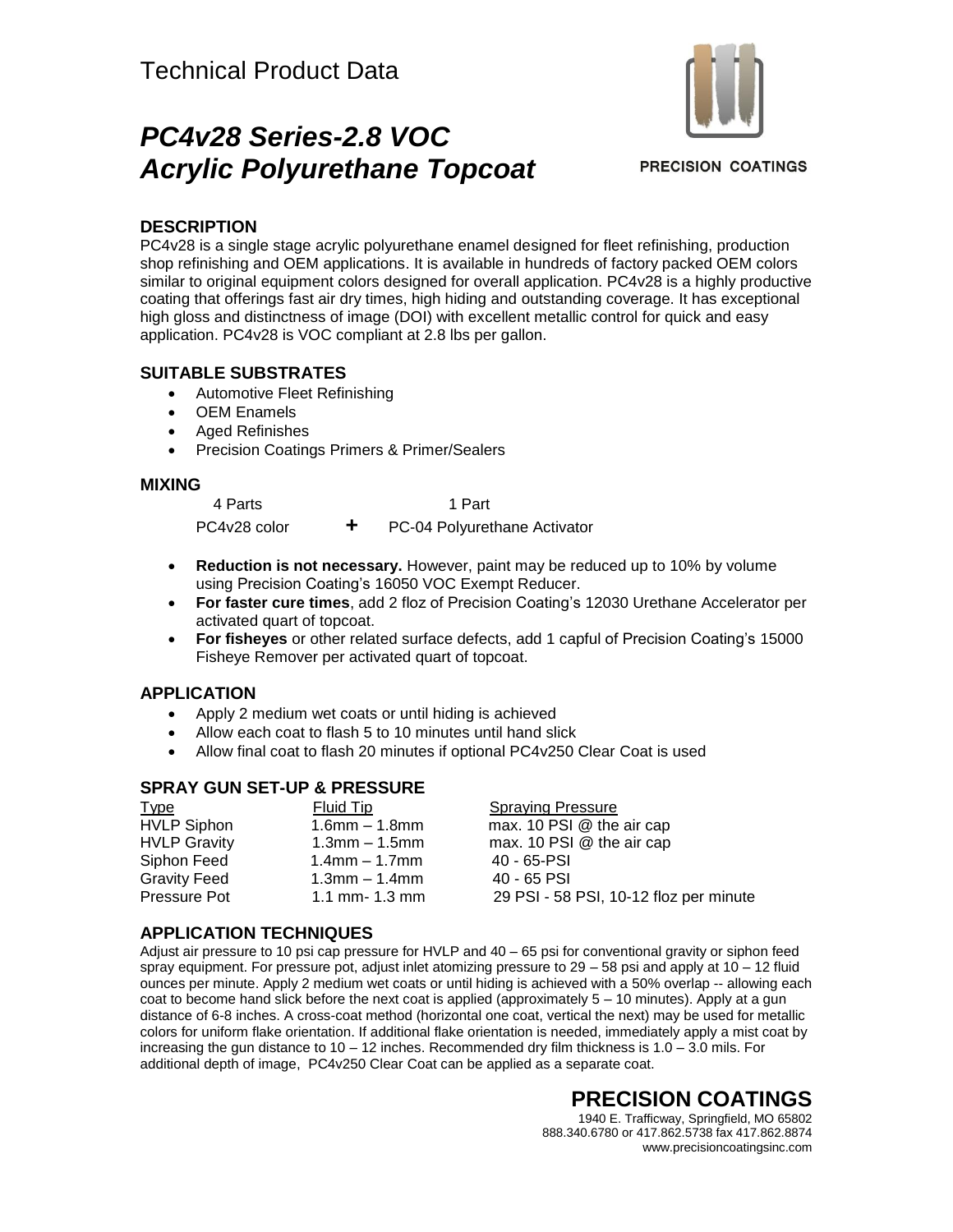# Technical Product Data

# *PC4v28 Series-2.8 VOC Acrylic Polyurethane Topcoat*

PRECISION COATINGS

## DESCRIPTION

PC4v28 is a single stage acrylic polyurethane enamel designed for fleet refinishing, production shop refinishing and OEM applications. It is available in hundreds of factory packed OEM colors similar to original equipment colors designed for overall application. PC4v28 is a highly productive coating that offerings fast air dry times, high hiding and outstanding coverage. It has exceptional high gloss and distinctness of image (DOI) with excellent metallic control for quick and easy application. PC4v28 is VOC compliant at 2.8 lbs per gallon.

## SUITABLE SUBSTRATES

- Automotive Fleet Refinishing
- OEM Enamels
- Aged Refinishes
- Precision Coatings Primers & Primer/Sealers

## MIXING

| 4 Parts | | 1 Part |
|---|---|---|
| PC4v28 color | + | PC-04 Polyurethane Activator |

- **Reduction is not necessary.** However, paint may be reduced up to 10% by volume using Precision Coating's 16050 VOC Exempt Reducer.
- **For faster cure times**, add 2 floz of Precision Coating's 12030 Urethane Accelerator per activated quart of topcoat.
- **For fisheyes** or other related surface defects, add 1 capful of Precision Coating's 15000 Fisheye Remover per activated quart of topcoat.

## APPLICATION

- Apply 2 medium wet coats or until hiding is achieved
- Allow each coat to flash 5 to 10 minutes until hand slick
- Allow final coat to flash 20 minutes if optional PC4v250 Clear Coat is used

## SPRAY GUN SET-UP & PRESSURE

| Type | Fluid Tip | Spraying Pressure |
|---|---|---|
| HVLP Siphon | 1.6mm – 1.8mm | max. 10 PSI @ the air cap |
| HVLP Gravity | 1.3mm – 1.5mm | max. 10 PSI @ the air cap |
| Siphon Feed | 1.4mm – 1.7mm | 40 - 65-PSI |
| Gravity Feed | 1.3mm – 1.4mm | 40 - 65 PSI |
| Pressure Pot | 1.1 mm- 1.3 mm | 29 PSI - 58 PSI, 10-12 floz per minute |

## APPLICATION TECHNIQUES

Adjust air pressure to 10 psi cap pressure for HVLP and 40 – 65 psi for conventional gravity or siphon feed spray equipment. For pressure pot, adjust inlet atomizing pressure to 29 – 58 psi and apply at 10 – 12 fluid ounces per minute. Apply 2 medium wet coats or until hiding is achieved with a 50% overlap -- allowing each coat to become hand slick before the next coat is applied (approximately 5 – 10 minutes). Apply at a gun distance of 6-8 inches. A cross-coat method (horizontal one coat, vertical the next) may be used for metallic colors for uniform flake orientation. If additional flake orientation is needed, immediately apply a mist coat by increasing the gun distance to 10 – 12 inches. Recommended dry film thickness is 1.0 – 3.0 mils. For additional depth of image, PC4v250 Clear Coat can be applied as a separate coat.

**PRECISION COATINGS**
1940 E. Trafficway, Springfield, MO 65802
888.340.6780 or 417.862.5738 fax 417.862.8874
www.precisioncoatingsinc.com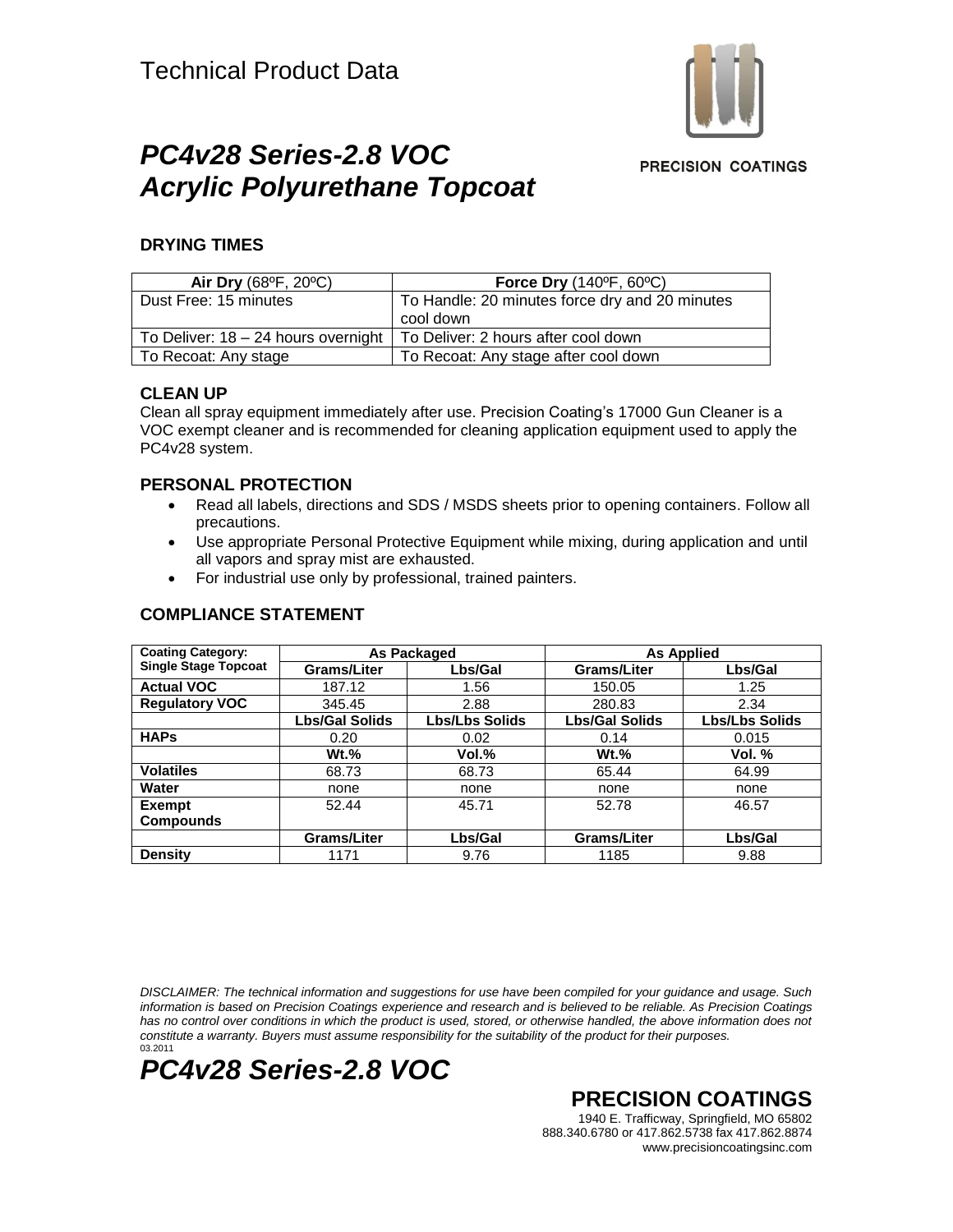# Technical Product Data

## *PC4v28 Series-2.8 VOC Acrylic Polyurethane Topcoat*

PRECISION COATINGS

### DRYING TIMES

| **Air Dry** (68ºF, 20ºC) | **Force Dry** (140ºF, 60ºC) |
|---|---|
| Dust Free: 15 minutes | To Handle: 20 minutes force dry and 20 minutes cool down |
| To Deliver: 18 – 24 hours overnight | To Deliver: 2 hours after cool down |
| To Recoat: Any stage | To Recoat: Any stage after cool down |

### CLEAN UP

Clean all spray equipment immediately after use. Precision Coating's 17000 Gun Cleaner is a VOC exempt cleaner and is recommended for cleaning application equipment used to apply the PC4v28 system.

### PERSONAL PROTECTION

- Read all labels, directions and SDS / MSDS sheets prior to opening containers. Follow all precautions.
- Use appropriate Personal Protective Equipment while mixing, during application and until all vapors and spray mist are exhausted.
- For industrial use only by professional, trained painters.

### COMPLIANCE STATEMENT

| **Coating Category: Single Stage Topcoat** | **As Packaged** | | **As Applied** | |
|---|---|---|---|---|
| | **Grams/Liter** | **Lbs/Gal** | **Grams/Liter** | **Lbs/Gal** |
| **Actual VOC** | 187.12 | 1.56 | 150.05 | 1.25 |
| **Regulatory VOC** | 345.45 | 2.88 | 280.83 | 2.34 |
| | **Lbs/Gal Solids** | **Lbs/Lbs Solids** | **Lbs/Gal Solids** | **Lbs/Lbs Solids** |
| **HAPs** | 0.20 | 0.02 | 0.14 | 0.015 |
| | **Wt.%** | **Vol.%** | **Wt.%** | **Vol. %** |
| **Volatiles** | 68.73 | 68.73 | 65.44 | 64.99 |
| **Water** | none | none | none | none |
| **Exempt Compounds** | 52.44 | 45.71 | 52.78 | 46.57 |
| | **Grams/Liter** | **Lbs/Gal** | **Grams/Liter** | **Lbs/Gal** |
| **Density** | 1171 | 9.76 | 1185 | 9.88 |

*DISCLAIMER: The technical information and suggestions for use have been compiled for your guidance and usage. Such information is based on Precision Coatings experience and research and is believed to be reliable. As Precision Coatings has no control over conditions in which the product is used, stored, or otherwise handled, the above information does not constitute a warranty. Buyers must assume responsibility for the suitability of the product for their purposes.*

03.2011

## *PC4v28 Series-2.8 VOC*

**PRECISION COATINGS**

1940 E. Trafficway, Springfield, MO 65802
888.340.6780 or 417.862.5738 fax 417.862.8874
www.precisioncoatingsinc.com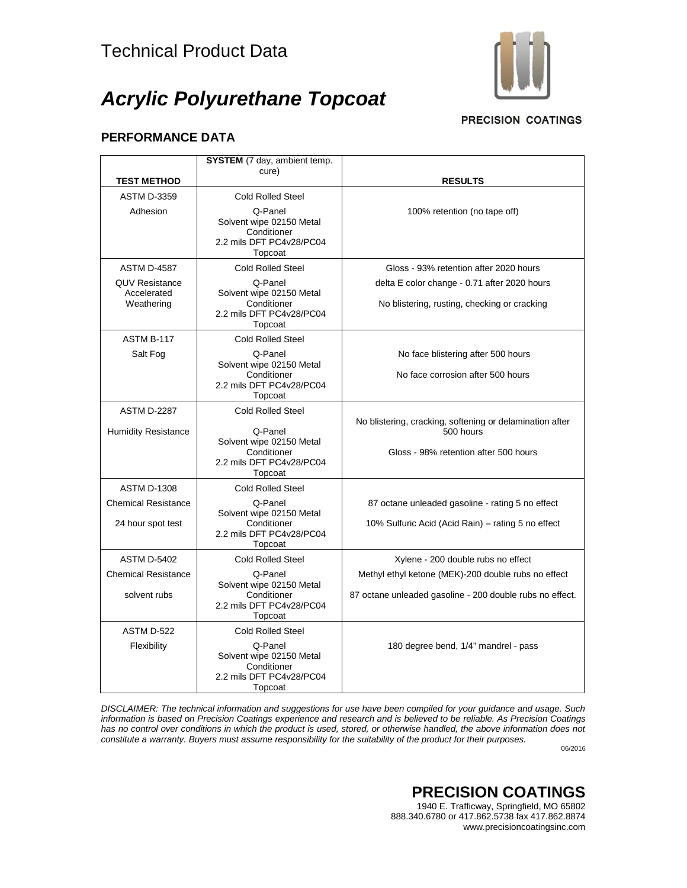# Technical Product Data

# *Acrylic Polyurethane Topcoat*

PRECISION COATINGS

## PERFORMANCE DATA

| TEST METHOD | SYSTEM (7 day, ambient temp. cure) | RESULTS |
|---|---|---|
| ASTM D-3359<br>Adhesion | Cold Rolled Steel<br>Q-Panel<br>Solvent wipe 02150 Metal Conditioner<br>2.2 mils DFT PC4v28/PC04 Topcoat | 100% retention (no tape off) |
| ASTM D-4587<br>QUV Resistance Accelerated Weathering | Cold Rolled Steel<br>Q-Panel<br>Solvent wipe 02150 Metal Conditioner<br>2.2 mils DFT PC4v28/PC04 Topcoat | Gloss - 93% retention after 2020 hours<br>delta E color change - 0.71 after 2020 hours<br>No blistering, rusting, checking or cracking |
| ASTM B-117<br>Salt Fog | Cold Rolled Steel<br>Q-Panel<br>Solvent wipe 02150 Metal Conditioner<br>2.2 mils DFT PC4v28/PC04 Topcoat | No face blistering after 500 hours<br>No face corrosion after 500 hours |
| ASTM D-2287<br>Humidity Resistance | Cold Rolled Steel<br>Q-Panel<br>Solvent wipe 02150 Metal Conditioner<br>2.2 mils DFT PC4v28/PC04 Topcoat | No blistering, cracking, softening or delamination after 500 hours<br>Gloss - 98% retention after 500 hours |
| ASTM D-1308<br>Chemical Resistance<br>24 hour spot test | Cold Rolled Steel<br>Q-Panel<br>Solvent wipe 02150 Metal Conditioner<br>2.2 mils DFT PC4v28/PC04 Topcoat | 87 octane unleaded gasoline - rating 5 no effect<br>10% Sulfuric Acid (Acid Rain) – rating 5 no effect |
| ASTM D-5402<br>Chemical Resistance<br>solvent rubs | Cold Rolled Steel<br>Q-Panel<br>Solvent wipe 02150 Metal Conditioner<br>2.2 mils DFT PC4v28/PC04 Topcoat | Xylene - 200 double rubs no effect<br>Methyl ethyl ketone (MEK)-200 double rubs no effect<br>87 octane unleaded gasoline - 200 double rubs no effect. |
| ASTM D-522<br>Flexibility | Cold Rolled Steel<br>Q-Panel<br>Solvent wipe 02150 Metal Conditioner<br>2.2 mils DFT PC4v28/PC04 Topcoat | 180 degree bend, 1/4" mandrel - pass |

*DISCLAIMER: The technical information and suggestions for use have been compiled for your guidance and usage. Such information is based on Precision Coatings experience and research and is believed to be reliable. As Precision Coatings has no control over conditions in which the product is used, stored, or otherwise handled, the above information does not constitute a warranty. Buyers must assume responsibility for the suitability of the product for their purposes.*

06/2016

**PRECISION COATINGS**
1940 E. Trafficway, Springfield, MO 65802
888.340.6780 or 417.862.5738 fax 417.862.8874
www.precisioncoatingsinc.com